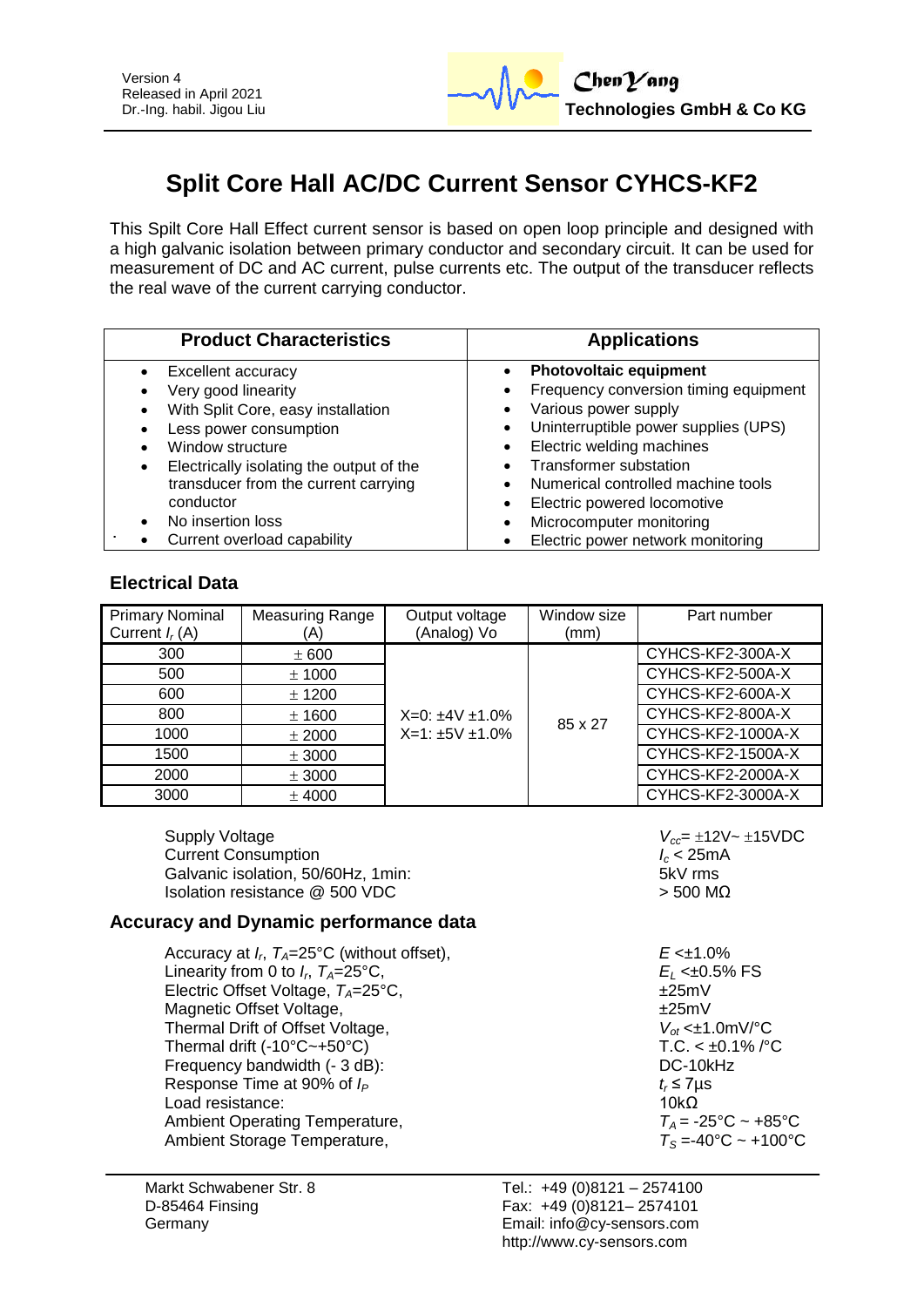Version 4
Released in April 2021
Dr.-Ing. habil. Jigou Liu

**ChenYang Technologies GmbH & Co KG**

# Split Core Hall AC/DC Current Sensor CYHCS-KF2

This Spilt Core Hall Effect current sensor is based on open loop principle and designed with a high galvanic isolation between primary conductor and secondary circuit. It can be used for measurement of DC and AC current, pulse currents etc. The output of the transducer reflects the real wave of the current carrying conductor.

| Product Characteristics | Applications |
|---|---|
| • Excellent accuracy<br>• Very good linearity<br>• With Split Core, easy installation<br>• Less power consumption<br>• Window structure<br>• Electrically isolating the output of the transducer from the current carrying conductor<br>• No insertion loss<br>• Current overload capability | • **Photovoltaic equipment**<br>• Frequency conversion timing equipment<br>• Various power supply<br>• Uninterruptible power supplies (UPS)<br>• Electric welding machines<br>• Transformer substation<br>• Numerical controlled machine tools<br>• Electric powered locomotive<br>• Microcomputer monitoring<br>• Electric power network monitoring |

## Electrical Data

| Primary Nominal Current $I_r$ (A) | Measuring Range (A) | Output voltage (Analog) Vo | Window size (mm) | Part number |
|---|---|---|---|---|
| 300 | ± 600 | X=0: ±4V ±1.0%<br>X=1: ±5V ±1.0% | 85 x 27 | CYHCS-KF2-300A-X |
| 500 | ± 1000 | | | CYHCS-KF2-500A-X |
| 600 | ± 1200 | | | CYHCS-KF2-600A-X |
| 800 | ± 1600 | | | CYHCS-KF2-800A-X |
| 1000 | ± 2000 | | | CYHCS-KF2-1000A-X |
| 1500 | ± 3000 | | | CYHCS-KF2-1500A-X |
| 2000 | ± 3000 | | | CYHCS-KF2-2000A-X |
| 3000 | ± 4000 | | | CYHCS-KF2-3000A-X |

| | |
|---|---|
| Supply Voltage | $V_{cc}$= ±12V~ ±15VDC |
| Current Consumption | $I_c$ < 25mA |
| Galvanic isolation, 50/60Hz, 1min: | 5kV rms |
| Isolation resistance @ 500 VDC | > 500 MΩ |

## Accuracy and Dynamic performance data

| | |
|---|---|
| Accuracy at $I_r$, $T_A$=25°C (without offset), | $E$ <±1.0% |
| Linearity from 0 to $I_r$, $T_A$=25°C, | $E_L$ <±0.5% FS |
| Electric Offset Voltage, $T_A$=25°C, | ±25mV |
| Magnetic Offset Voltage, | ±25mV |
| Thermal Drift of Offset Voltage, | $V_{ot}$ <±1.0mV/°C |
| Thermal drift (-10°C~+50°C) | T.C. < ±0.1% /°C |
| Frequency bandwidth (- 3 dB): | DC-10kHz |
| Response Time at 90% of $I_P$ | $t_r$ ≤ 7µs |
| Load resistance: | 10kΩ |
| Ambient Operating Temperature, | $T_A$ = -25°C ~ +85°C |
| Ambient Storage Temperature, | $T_S$ =-40°C ~ +100°C |

Markt Schwabener Str. 8
D-85464 Finsing
Germany

Tel.: +49 (0)8121 – 2574100
Fax: +49 (0)8121– 2574101
Email: info@cy-sensors.com
http://www.cy-sensors.com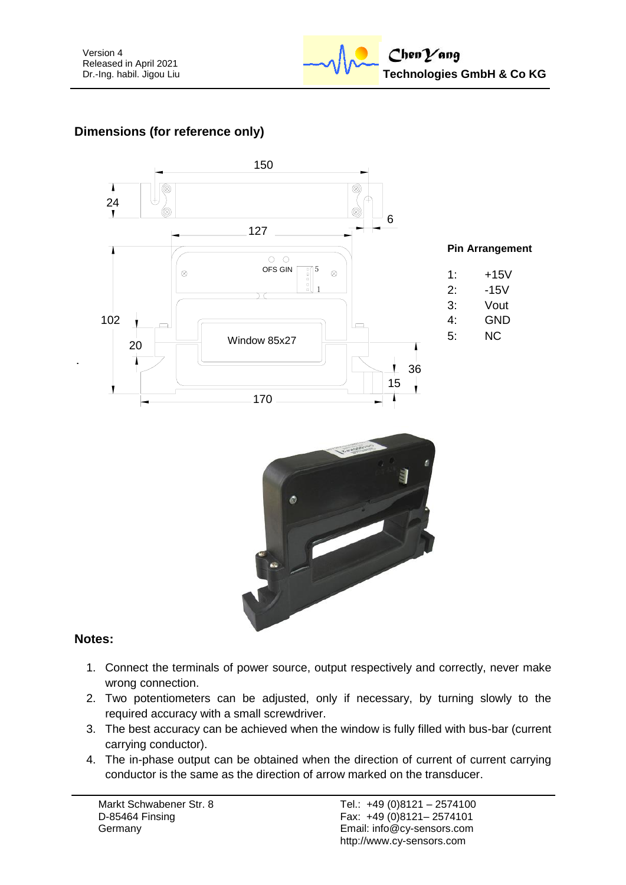## Dimensions (for reference only)

150

24

6

127

OFS GIN

5

1

102

20

Window 85x27

36

15

170

**Pin Arrangement**

| | |
|---|---|
| 1: | +15V |
| 2: | -15V |
| 3: | Vout |
| 4: | GND |
| 5: | NC |

## Notes:

1. Connect the terminals of power source, output respectively and correctly, never make wrong connection.
2. Two potentiometers can be adjusted, only if necessary, by turning slowly to the required accuracy with a small screwdriver.
3. The best accuracy can be achieved when the window is fully filled with bus-bar (current carrying conductor).
4. The in-phase output can be obtained when the direction of current of current carrying conductor is the same as the direction of arrow marked on the transducer.